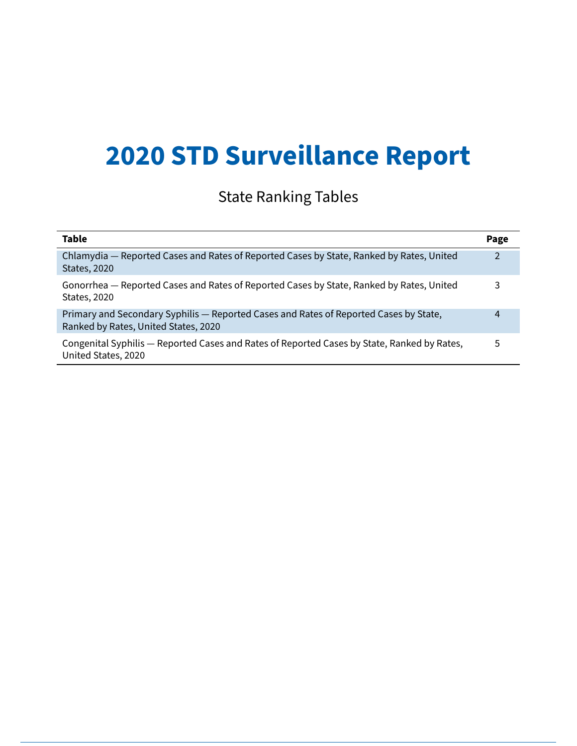# 2020 STD Surveillance Report

## State Ranking Tables

| Table | Page |
| --- | --- |
| Chlamydia — Reported Cases and Rates of Reported Cases by State, Ranked by Rates, United States, 2020 | 2 |
| Gonorrhea — Reported Cases and Rates of Reported Cases by State, Ranked by Rates, United States, 2020 | 3 |
| Primary and Secondary Syphilis — Reported Cases and Rates of Reported Cases by State, Ranked by Rates, United States, 2020 | 4 |
| Congenital Syphilis — Reported Cases and Rates of Reported Cases by State, Ranked by Rates, United States, 2020 | 5 |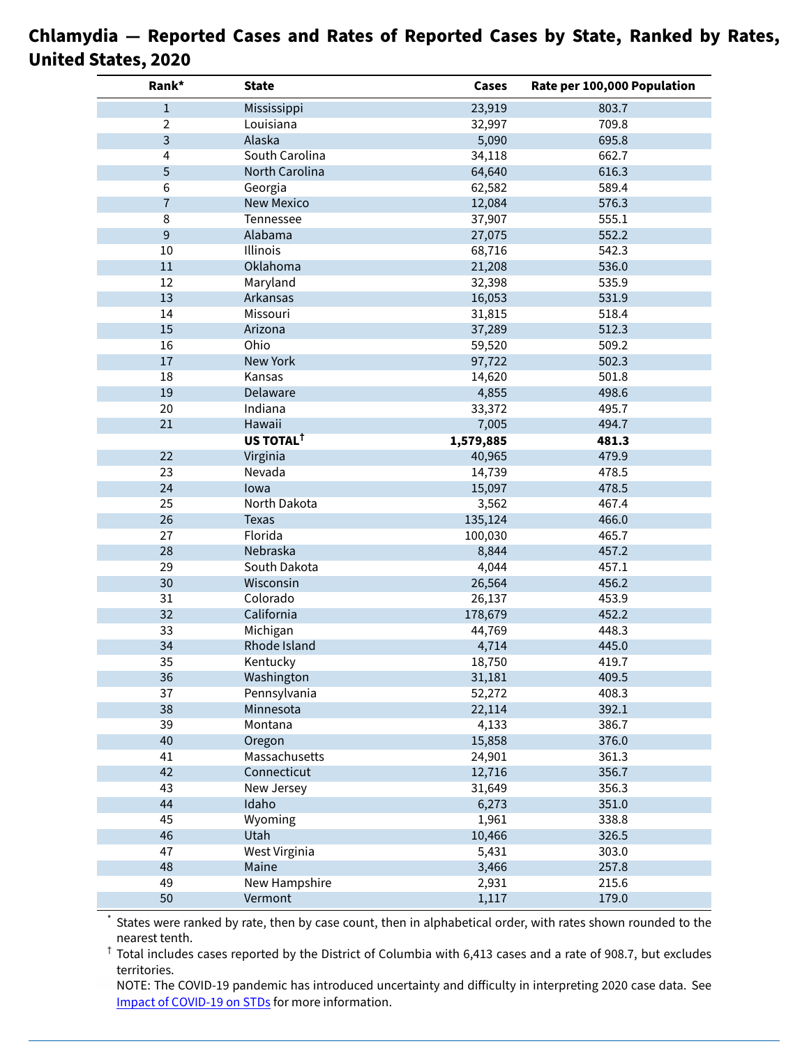# Chlamydia — Reported Cases and Rates of Reported Cases by State, Ranked by Rates, United States, 2020

| Rank* | State | Cases | Rate per 100,000 Population |
|---|---|---|---|
| 1 | Mississippi | 23,919 | 803.7 |
| 2 | Louisiana | 32,997 | 709.8 |
| 3 | Alaska | 5,090 | 695.8 |
| 4 | South Carolina | 34,118 | 662.7 |
| 5 | North Carolina | 64,640 | 616.3 |
| 6 | Georgia | 62,582 | 589.4 |
| 7 | New Mexico | 12,084 | 576.3 |
| 8 | Tennessee | 37,907 | 555.1 |
| 9 | Alabama | 27,075 | 552.2 |
| 10 | Illinois | 68,716 | 542.3 |
| 11 | Oklahoma | 21,208 | 536.0 |
| 12 | Maryland | 32,398 | 535.9 |
| 13 | Arkansas | 16,053 | 531.9 |
| 14 | Missouri | 31,815 | 518.4 |
| 15 | Arizona | 37,289 | 512.3 |
| 16 | Ohio | 59,520 | 509.2 |
| 17 | New York | 97,722 | 502.3 |
| 18 | Kansas | 14,620 | 501.8 |
| 19 | Delaware | 4,855 | 498.6 |
| 20 | Indiana | 33,372 | 495.7 |
| 21 | Hawaii | 7,005 | 494.7 |
| | **US TOTAL†** | **1,579,885** | **481.3** |
| 22 | Virginia | 40,965 | 479.9 |
| 23 | Nevada | 14,739 | 478.5 |
| 24 | Iowa | 15,097 | 478.5 |
| 25 | North Dakota | 3,562 | 467.4 |
| 26 | Texas | 135,124 | 466.0 |
| 27 | Florida | 100,030 | 465.7 |
| 28 | Nebraska | 8,844 | 457.2 |
| 29 | South Dakota | 4,044 | 457.1 |
| 30 | Wisconsin | 26,564 | 456.2 |
| 31 | Colorado | 26,137 | 453.9 |
| 32 | California | 178,679 | 452.2 |
| 33 | Michigan | 44,769 | 448.3 |
| 34 | Rhode Island | 4,714 | 445.0 |
| 35 | Kentucky | 18,750 | 419.7 |
| 36 | Washington | 31,181 | 409.5 |
| 37 | Pennsylvania | 52,272 | 408.3 |
| 38 | Minnesota | 22,114 | 392.1 |
| 39 | Montana | 4,133 | 386.7 |
| 40 | Oregon | 15,858 | 376.0 |
| 41 | Massachusetts | 24,901 | 361.3 |
| 42 | Connecticut | 12,716 | 356.7 |
| 43 | New Jersey | 31,649 | 356.3 |
| 44 | Idaho | 6,273 | 351.0 |
| 45 | Wyoming | 1,961 | 338.8 |
| 46 | Utah | 10,466 | 326.5 |
| 47 | West Virginia | 5,431 | 303.0 |
| 48 | Maine | 3,466 | 257.8 |
| 49 | New Hampshire | 2,931 | 215.6 |
| 50 | Vermont | 1,117 | 179.0 |

* States were ranked by rate, then by case count, then in alphabetical order, with rates shown rounded to the nearest tenth.

† Total includes cases reported by the District of Columbia with 6,413 cases and a rate of 908.7, but excludes territories.

NOTE: The COVID-19 pandemic has introduced uncertainty and difficulty in interpreting 2020 case data. See Impact of COVID-19 on STDs for more information.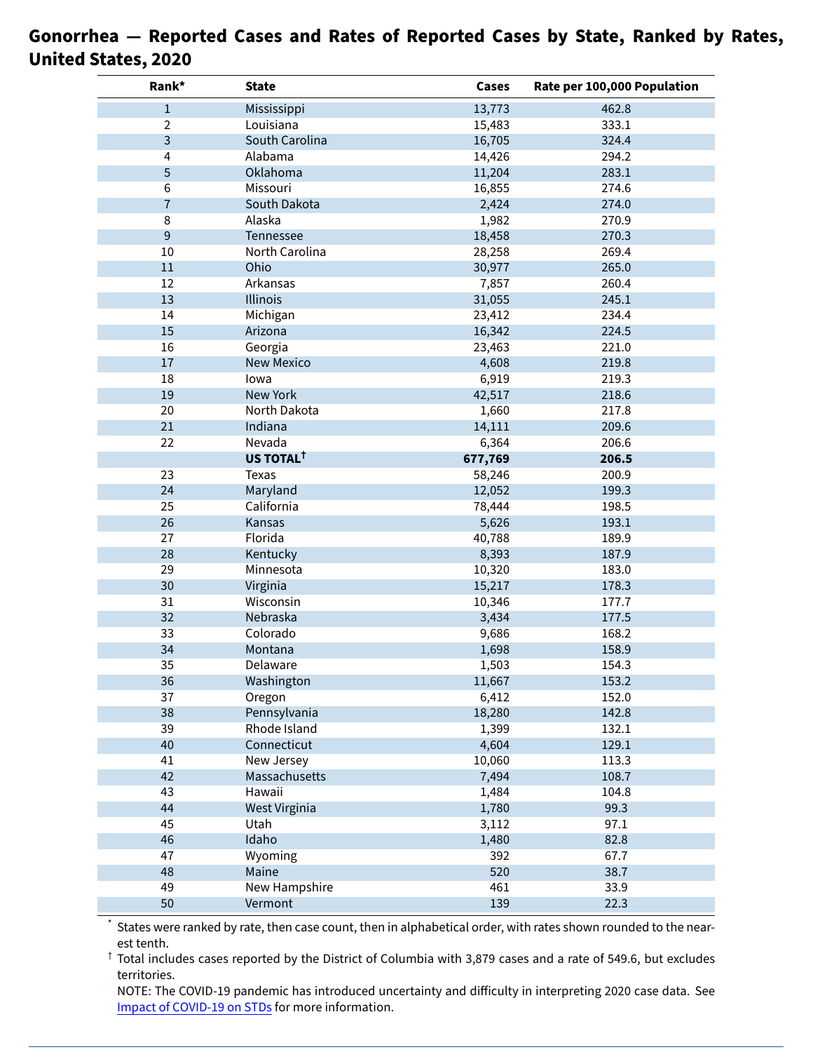# Gonorrhea — Reported Cases and Rates of Reported Cases by State, Ranked by Rates, United States, 2020

| Rank* | State | Cases | Rate per 100,000 Population |
|---|---|---|---|
| 1 | Mississippi | 13,773 | 462.8 |
| 2 | Louisiana | 15,483 | 333.1 |
| 3 | South Carolina | 16,705 | 324.4 |
| 4 | Alabama | 14,426 | 294.2 |
| 5 | Oklahoma | 11,204 | 283.1 |
| 6 | Missouri | 16,855 | 274.6 |
| 7 | South Dakota | 2,424 | 274.0 |
| 8 | Alaska | 1,982 | 270.9 |
| 9 | Tennessee | 18,458 | 270.3 |
| 10 | North Carolina | 28,258 | 269.4 |
| 11 | Ohio | 30,977 | 265.0 |
| 12 | Arkansas | 7,857 | 260.4 |
| 13 | Illinois | 31,055 | 245.1 |
| 14 | Michigan | 23,412 | 234.4 |
| 15 | Arizona | 16,342 | 224.5 |
| 16 | Georgia | 23,463 | 221.0 |
| 17 | New Mexico | 4,608 | 219.8 |
| 18 | Iowa | 6,919 | 219.3 |
| 19 | New York | 42,517 | 218.6 |
| 20 | North Dakota | 1,660 | 217.8 |
| 21 | Indiana | 14,111 | 209.6 |
| 22 | Nevada | 6,364 | 206.6 |
| | **US TOTAL†** | **677,769** | **206.5** |
| 23 | Texas | 58,246 | 200.9 |
| 24 | Maryland | 12,052 | 199.3 |
| 25 | California | 78,444 | 198.5 |
| 26 | Kansas | 5,626 | 193.1 |
| 27 | Florida | 40,788 | 189.9 |
| 28 | Kentucky | 8,393 | 187.9 |
| 29 | Minnesota | 10,320 | 183.0 |
| 30 | Virginia | 15,217 | 178.3 |
| 31 | Wisconsin | 10,346 | 177.7 |
| 32 | Nebraska | 3,434 | 177.5 |
| 33 | Colorado | 9,686 | 168.2 |
| 34 | Montana | 1,698 | 158.9 |
| 35 | Delaware | 1,503 | 154.3 |
| 36 | Washington | 11,667 | 153.2 |
| 37 | Oregon | 6,412 | 152.0 |
| 38 | Pennsylvania | 18,280 | 142.8 |
| 39 | Rhode Island | 1,399 | 132.1 |
| 40 | Connecticut | 4,604 | 129.1 |
| 41 | New Jersey | 10,060 | 113.3 |
| 42 | Massachusetts | 7,494 | 108.7 |
| 43 | Hawaii | 1,484 | 104.8 |
| 44 | West Virginia | 1,780 | 99.3 |
| 45 | Utah | 3,112 | 97.1 |
| 46 | Idaho | 1,480 | 82.8 |
| 47 | Wyoming | 392 | 67.7 |
| 48 | Maine | 520 | 38.7 |
| 49 | New Hampshire | 461 | 33.9 |
| 50 | Vermont | 139 | 22.3 |

* States were ranked by rate, then case count, then in alphabetical order, with rates shown rounded to the nearest tenth.

† Total includes cases reported by the District of Columbia with 3,879 cases and a rate of 549.6, but excludes territories.

NOTE: The COVID-19 pandemic has introduced uncertainty and difficulty in interpreting 2020 case data. See Impact of COVID-19 on STDs for more information.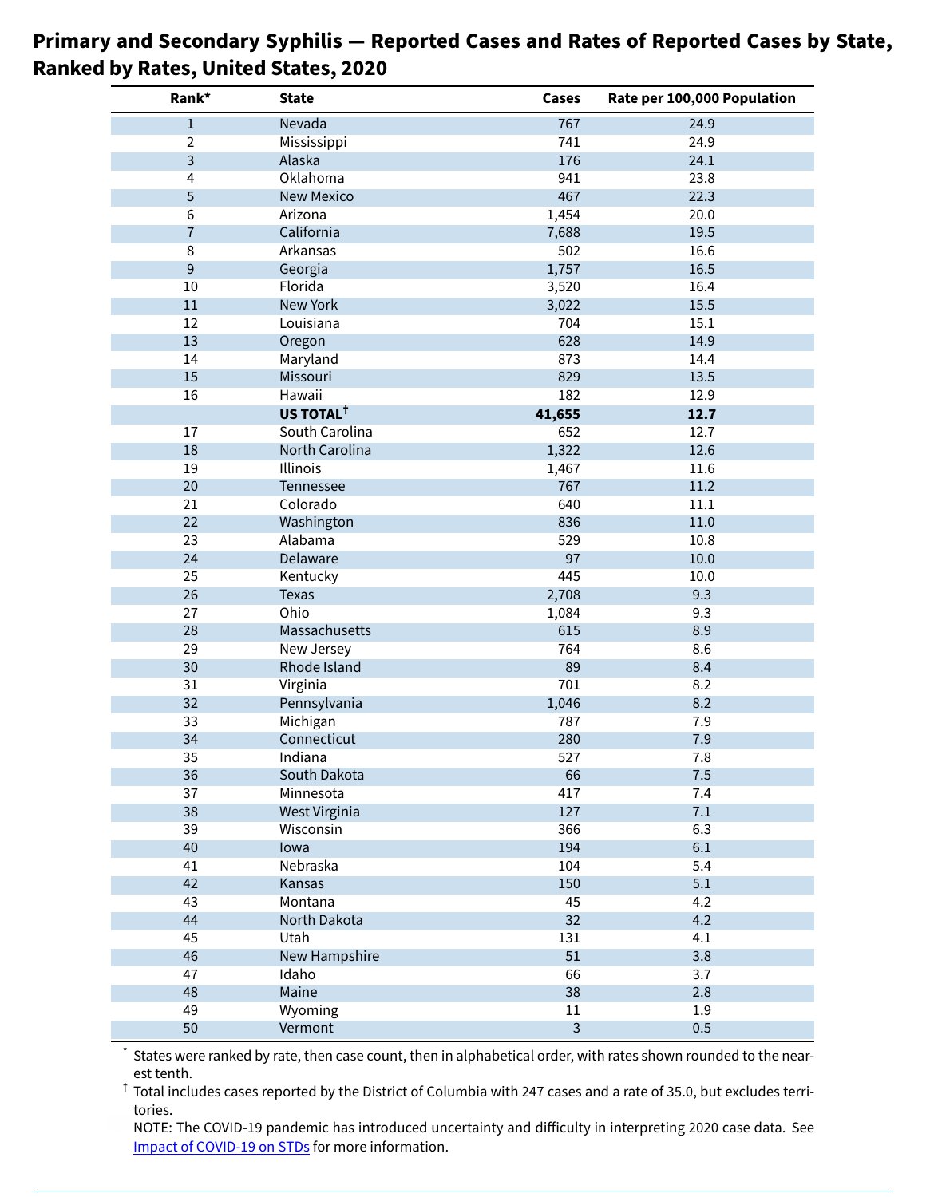## Primary and Secondary Syphilis — Reported Cases and Rates of Reported Cases by State, Ranked by Rates, United States, 2020

| Rank* | State | Cases | Rate per 100,000 Population |
|---|---|---|---|
| 1 | Nevada | 767 | 24.9 |
| 2 | Mississippi | 741 | 24.9 |
| 3 | Alaska | 176 | 24.1 |
| 4 | Oklahoma | 941 | 23.8 |
| 5 | New Mexico | 467 | 22.3 |
| 6 | Arizona | 1,454 | 20.0 |
| 7 | California | 7,688 | 19.5 |
| 8 | Arkansas | 502 | 16.6 |
| 9 | Georgia | 1,757 | 16.5 |
| 10 | Florida | 3,520 | 16.4 |
| 11 | New York | 3,022 | 15.5 |
| 12 | Louisiana | 704 | 15.1 |
| 13 | Oregon | 628 | 14.9 |
| 14 | Maryland | 873 | 14.4 |
| 15 | Missouri | 829 | 13.5 |
| 16 | Hawaii | 182 | 12.9 |
| | **US TOTAL†** | **41,655** | **12.7** |
| 17 | South Carolina | 652 | 12.7 |
| 18 | North Carolina | 1,322 | 12.6 |
| 19 | Illinois | 1,467 | 11.6 |
| 20 | Tennessee | 767 | 11.2 |
| 21 | Colorado | 640 | 11.1 |
| 22 | Washington | 836 | 11.0 |
| 23 | Alabama | 529 | 10.8 |
| 24 | Delaware | 97 | 10.0 |
| 25 | Kentucky | 445 | 10.0 |
| 26 | Texas | 2,708 | 9.3 |
| 27 | Ohio | 1,084 | 9.3 |
| 28 | Massachusetts | 615 | 8.9 |
| 29 | New Jersey | 764 | 8.6 |
| 30 | Rhode Island | 89 | 8.4 |
| 31 | Virginia | 701 | 8.2 |
| 32 | Pennsylvania | 1,046 | 8.2 |
| 33 | Michigan | 787 | 7.9 |
| 34 | Connecticut | 280 | 7.9 |
| 35 | Indiana | 527 | 7.8 |
| 36 | South Dakota | 66 | 7.5 |
| 37 | Minnesota | 417 | 7.4 |
| 38 | West Virginia | 127 | 7.1 |
| 39 | Wisconsin | 366 | 6.3 |
| 40 | Iowa | 194 | 6.1 |
| 41 | Nebraska | 104 | 5.4 |
| 42 | Kansas | 150 | 5.1 |
| 43 | Montana | 45 | 4.2 |
| 44 | North Dakota | 32 | 4.2 |
| 45 | Utah | 131 | 4.1 |
| 46 | New Hampshire | 51 | 3.8 |
| 47 | Idaho | 66 | 3.7 |
| 48 | Maine | 38 | 2.8 |
| 49 | Wyoming | 11 | 1.9 |
| 50 | Vermont | 3 | 0.5 |

\* States were ranked by rate, then case count, then in alphabetical order, with rates shown rounded to the nearest tenth.

† Total includes cases reported by the District of Columbia with 247 cases and a rate of 35.0, but excludes territories.

NOTE: The COVID-19 pandemic has introduced uncertainty and difficulty in interpreting 2020 case data. See Impact of COVID-19 on STDs for more information.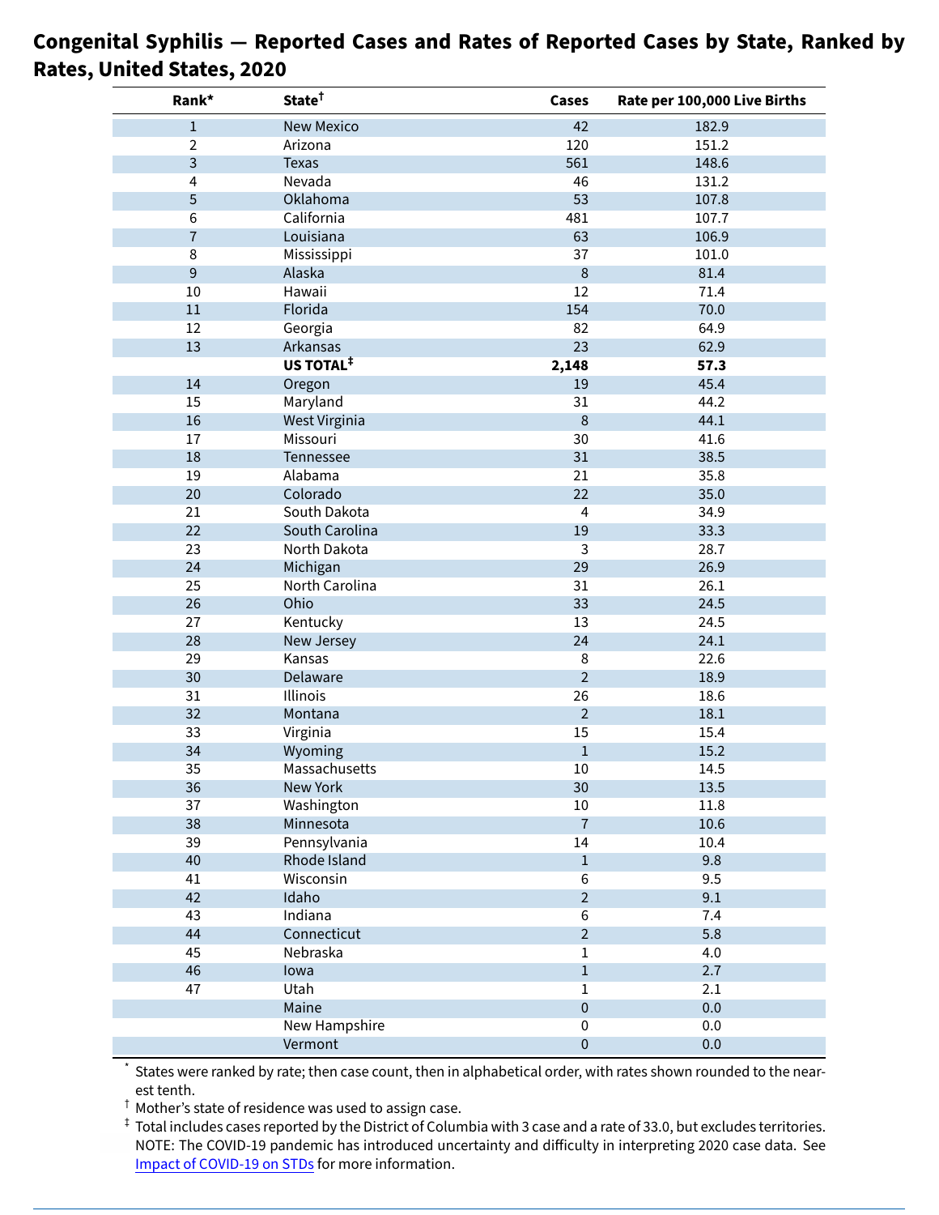## Congenital Syphilis — Reported Cases and Rates of Reported Cases by State, Ranked by Rates, United States, 2020

| Rank* | State† | Cases | Rate per 100,000 Live Births |
|---|---|---|---|
| 1 | New Mexico | 42 | 182.9 |
| 2 | Arizona | 120 | 151.2 |
| 3 | Texas | 561 | 148.6 |
| 4 | Nevada | 46 | 131.2 |
| 5 | Oklahoma | 53 | 107.8 |
| 6 | California | 481 | 107.7 |
| 7 | Louisiana | 63 | 106.9 |
| 8 | Mississippi | 37 | 101.0 |
| 9 | Alaska | 8 | 81.4 |
| 10 | Hawaii | 12 | 71.4 |
| 11 | Florida | 154 | 70.0 |
| 12 | Georgia | 82 | 64.9 |
| 13 | Arkansas | 23 | 62.9 |
| | **US TOTAL‡** | **2,148** | **57.3** |
| 14 | Oregon | 19 | 45.4 |
| 15 | Maryland | 31 | 44.2 |
| 16 | West Virginia | 8 | 44.1 |
| 17 | Missouri | 30 | 41.6 |
| 18 | Tennessee | 31 | 38.5 |
| 19 | Alabama | 21 | 35.8 |
| 20 | Colorado | 22 | 35.0 |
| 21 | South Dakota | 4 | 34.9 |
| 22 | South Carolina | 19 | 33.3 |
| 23 | North Dakota | 3 | 28.7 |
| 24 | Michigan | 29 | 26.9 |
| 25 | North Carolina | 31 | 26.1 |
| 26 | Ohio | 33 | 24.5 |
| 27 | Kentucky | 13 | 24.5 |
| 28 | New Jersey | 24 | 24.1 |
| 29 | Kansas | 8 | 22.6 |
| 30 | Delaware | 2 | 18.9 |
| 31 | Illinois | 26 | 18.6 |
| 32 | Montana | 2 | 18.1 |
| 33 | Virginia | 15 | 15.4 |
| 34 | Wyoming | 1 | 15.2 |
| 35 | Massachusetts | 10 | 14.5 |
| 36 | New York | 30 | 13.5 |
| 37 | Washington | 10 | 11.8 |
| 38 | Minnesota | 7 | 10.6 |
| 39 | Pennsylvania | 14 | 10.4 |
| 40 | Rhode Island | 1 | 9.8 |
| 41 | Wisconsin | 6 | 9.5 |
| 42 | Idaho | 2 | 9.1 |
| 43 | Indiana | 6 | 7.4 |
| 44 | Connecticut | 2 | 5.8 |
| 45 | Nebraska | 1 | 4.0 |
| 46 | Iowa | 1 | 2.7 |
| 47 | Utah | 1 | 2.1 |
| | Maine | 0 | 0.0 |
| | New Hampshire | 0 | 0.0 |
| | Vermont | 0 | 0.0 |

\* States were ranked by rate; then case count, then in alphabetical order, with rates shown rounded to the nearest tenth.

† Mother's state of residence was used to assign case.

‡ Total includes cases reported by the District of Columbia with 3 case and a rate of 33.0, but excludes territories.

NOTE: The COVID-19 pandemic has introduced uncertainty and difficulty in interpreting 2020 case data. See Impact of COVID-19 on STDs for more information.